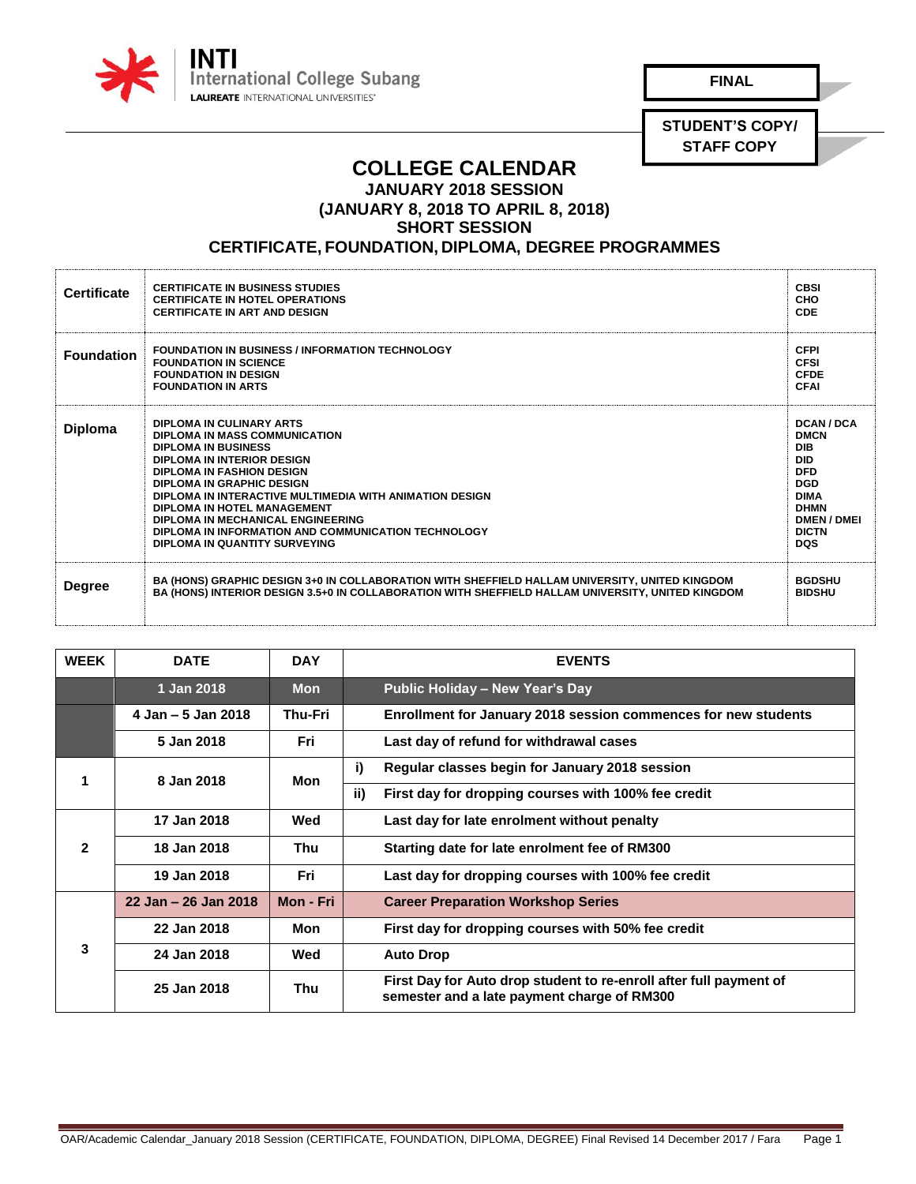INTI International College Subang
LAUREATE INTERNATIONAL UNIVERSITIES

**FINAL**

**STUDENT'S COPY/ STAFF COPY**

# COLLEGE CALENDAR
## JANUARY 2018 SESSION
## (JANUARY 8, 2018 TO APRIL 8, 2018)
## SHORT SESSION
## CERTIFICATE, FOUNDATION, DIPLOMA, DEGREE PROGRAMMES

| | | |
|---|---|---|
| **Certificate** | CERTIFICATE IN BUSINESS STUDIES<br>CERTIFICATE IN HOTEL OPERATIONS<br>CERTIFICATE IN ART AND DESIGN | CBSI<br>CHO<br>CDE |
| **Foundation** | FOUNDATION IN BUSINESS / INFORMATION TECHNOLOGY<br>FOUNDATION IN SCIENCE<br>FOUNDATION IN DESIGN<br>FOUNDATION IN ARTS | CFPI<br>CFSI<br>CFDE<br>CFAI |
| **Diploma** | DIPLOMA IN CULINARY ARTS<br>DIPLOMA IN MASS COMMUNICATION<br>DIPLOMA IN BUSINESS<br>DIPLOMA IN INTERIOR DESIGN<br>DIPLOMA IN FASHION DESIGN<br>DIPLOMA IN GRAPHIC DESIGN<br>DIPLOMA IN INTERACTIVE MULTIMEDIA WITH ANIMATION DESIGN<br>DIPLOMA IN HOTEL MANAGEMENT<br>DIPLOMA IN MECHANICAL ENGINEERING<br>DIPLOMA IN INFORMATION AND COMMUNICATION TECHNOLOGY<br>DIPLOMA IN QUANTITY SURVEYING | DCAN / DCA<br>DMCN<br>DIB<br>DID<br>DFD<br>DGD<br>DIMA<br>DHMN<br>DMEN / DMEI<br>DICTN<br>DQS |
| **Degree** | BA (HONS) GRAPHIC DESIGN 3+0 IN COLLABORATION WITH SHEFFIELD HALLAM UNIVERSITY, UNITED KINGDOM<br>BA (HONS) INTERIOR DESIGN 3.5+0 IN COLLABORATION WITH SHEFFIELD HALLAM UNIVERSITY, UNITED KINGDOM | BGDSHU<br>BIDSHU |

| WEEK | DATE | DAY | EVENTS |
|---|---|---|---|
| | 1 Jan 2018 | Mon | Public Holiday – New Year's Day |
| | 4 Jan – 5 Jan 2018 | Thu-Fri | Enrollment for January 2018 session commences for new students |
| | 5 Jan 2018 | Fri | Last day of refund for withdrawal cases |
| 1 | 8 Jan 2018 | Mon | i) Regular classes begin for January 2018 session |
| | | | ii) First day for dropping courses with 100% fee credit |
| 2 | 17 Jan 2018 | Wed | Last day for late enrolment without penalty |
| | 18 Jan 2018 | Thu | Starting date for late enrolment fee of RM300 |
| | 19 Jan 2018 | Fri | Last day for dropping courses with 100% fee credit |
| 3 | 22 Jan – 26 Jan 2018 | Mon - Fri | Career Preparation Workshop Series |
| | 22 Jan 2018 | Mon | First day for dropping courses with 50% fee credit |
| | 24 Jan 2018 | Wed | Auto Drop |
| | 25 Jan 2018 | Thu | First Day for Auto drop student to re-enroll after full payment of semester and a late payment charge of RM300 |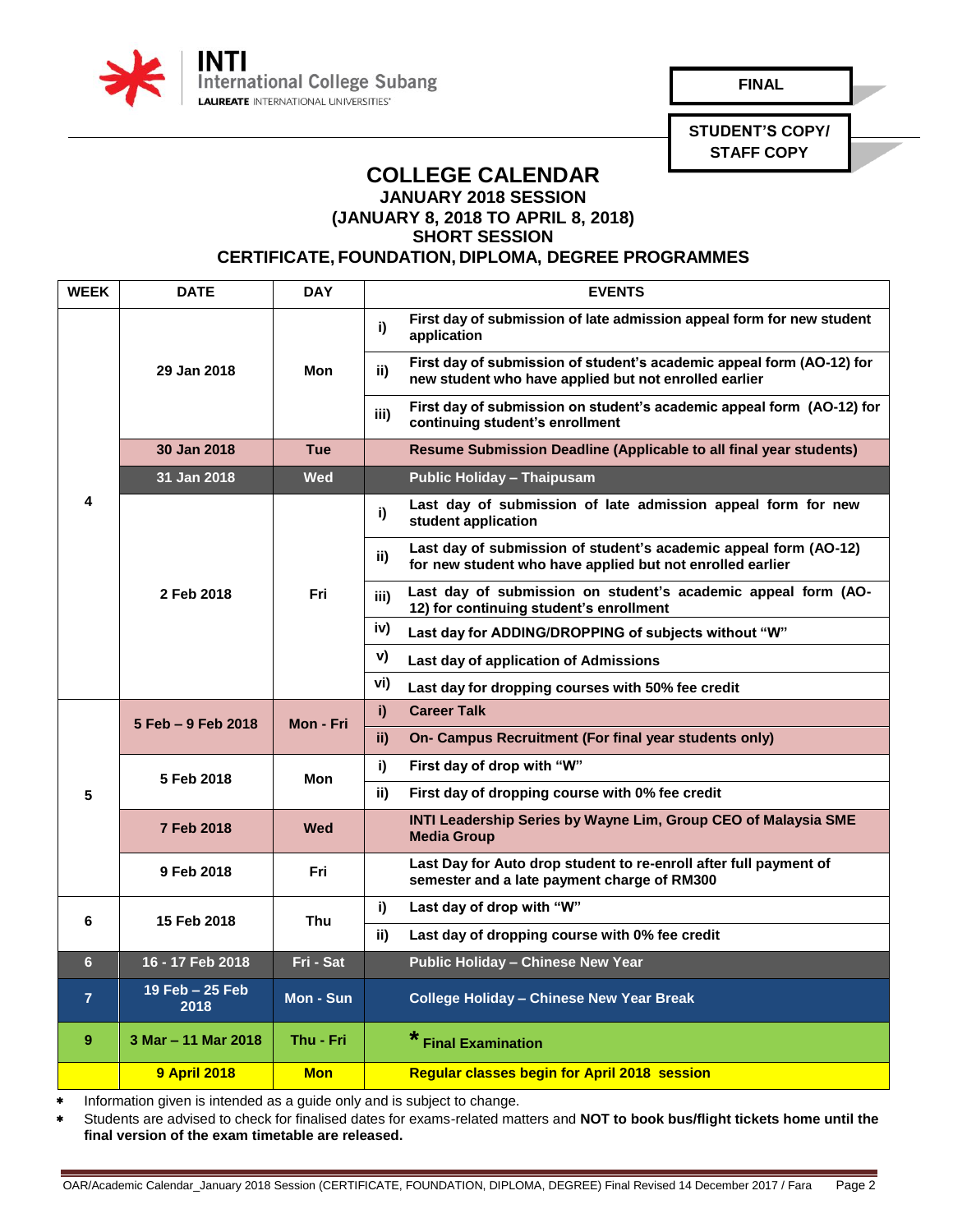INTI International College Subang
LAUREATE INTERNATIONAL UNIVERSITIES®

**FINAL**

**STUDENT'S COPY/ STAFF COPY**

# COLLEGE CALENDAR

## JANUARY 2018 SESSION
## (JANUARY 8, 2018 TO APRIL 8, 2018)
## SHORT SESSION
## CERTIFICATE, FOUNDATION, DIPLOMA, DEGREE PROGRAMMES

| WEEK | DATE | DAY | | EVENTS |
|---|---|---|---|---|
| 4 | 29 Jan 2018 | Mon | i) | First day of submission of late admission appeal form for new student application |
| | | | ii) | First day of submission of student's academic appeal form (AO-12) for new student who have applied but not enrolled earlier |
| | | | iii) | First day of submission on student's academic appeal form (AO-12) for continuing student's enrollment |
| | 30 Jan 2018 | Tue | | Resume Submission Deadline (Applicable to all final year students) |
| | 31 Jan 2018 | Wed | | Public Holiday – Thaipusam |
| | 2 Feb 2018 | Fri | i) | Last day of submission of late admission appeal form for new student application |
| | | | ii) | Last day of submission of student's academic appeal form (AO-12) for new student who have applied but not enrolled earlier |
| | | | iii) | Last day of submission on student's academic appeal form (AO-12) for continuing student's enrollment |
| | | | iv) | Last day for ADDING/DROPPING of subjects without "W" |
| | | | v) | Last day of application of Admissions |
| | | | vi) | Last day for dropping courses with 50% fee credit |
| 5 | 5 Feb – 9 Feb 2018 | Mon - Fri | i) | Career Talk |
| | | | ii) | On- Campus Recruitment (For final year students only) |
| | 5 Feb 2018 | Mon | i) | First day of drop with "W" |
| | | | ii) | First day of dropping course with 0% fee credit |
| | 7 Feb 2018 | Wed | | INTI Leadership Series by Wayne Lim, Group CEO of Malaysia SME Media Group |
| | 9 Feb 2018 | Fri | | Last Day for Auto drop student to re-enroll after full payment of semester and a late payment charge of RM300 |
| 6 | 15 Feb 2018 | Thu | i) | Last day of drop with "W" |
| | | | ii) | Last day of dropping course with 0% fee credit |
| 6 | 16 - 17 Feb 2018 | Fri - Sat | | Public Holiday – Chinese New Year |
| 7 | 19 Feb – 25 Feb 2018 | Mon - Sun | | College Holiday – Chinese New Year Break |
| 9 | 3 Mar – 11 Mar 2018 | Thu - Fri | | * Final Examination |
| | 9 April 2018 | Mon | | Regular classes begin for April 2018 session |

- * Information given is intended as a guide only and is subject to change.
- * Students are advised to check for finalised dates for exams-related matters and **NOT to book bus/flight tickets home until the final version of the exam timetable are released.**

OAR/Academic Calendar_January 2018 Session (CERTIFICATE, FOUNDATION, DIPLOMA, DEGREE) Final Revised 14 December 2017 / Fara